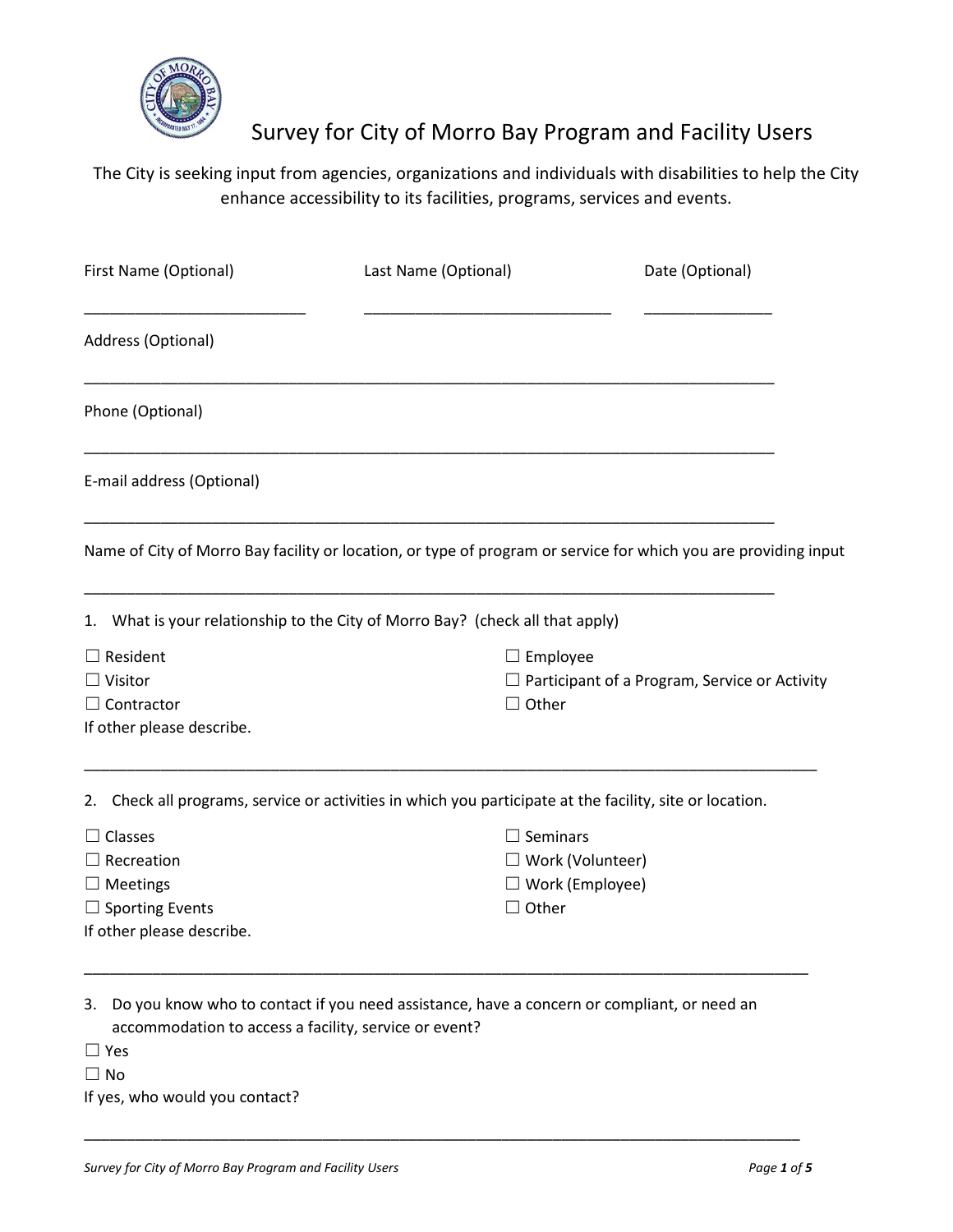# Survey for City of Morro Bay Program and Facility Users

The City is seeking input from agencies, organizations and individuals with disabilities to help the City enhance accessibility to its facilities, programs, services and events.

First Name (Optional) __________________________ Last Name (Optional) _____________________________ Date (Optional) _______________

Address (Optional)

_________________________________________________________________________________

Phone (Optional)

_________________________________________________________________________________

E-mail address (Optional)

_________________________________________________________________________________

Name of City of Morro Bay facility or location, or type of program or service for which you are providing input

_________________________________________________________________________________

1. What is your relationship to the City of Morro Bay? (check all that apply)

☐ Resident
☐ Visitor
☐ Contractor
☐ Employee
☐ Participant of a Program, Service or Activity
☐ Other

If other please describe.

_________________________________________________________________________________

2. Check all programs, service or activities in which you participate at the facility, site or location.

☐ Classes
☐ Recreation
☐ Meetings
☐ Sporting Events
☐ Seminars
☐ Work (Volunteer)
☐ Work (Employee)
☐ Other

If other please describe.

_________________________________________________________________________________

3. Do you know who to contact if you need assistance, have a concern or compliant, or need an accommodation to access a facility, service or event?

☐ Yes
☐ No

If yes, who would you contact?

_________________________________________________________________________________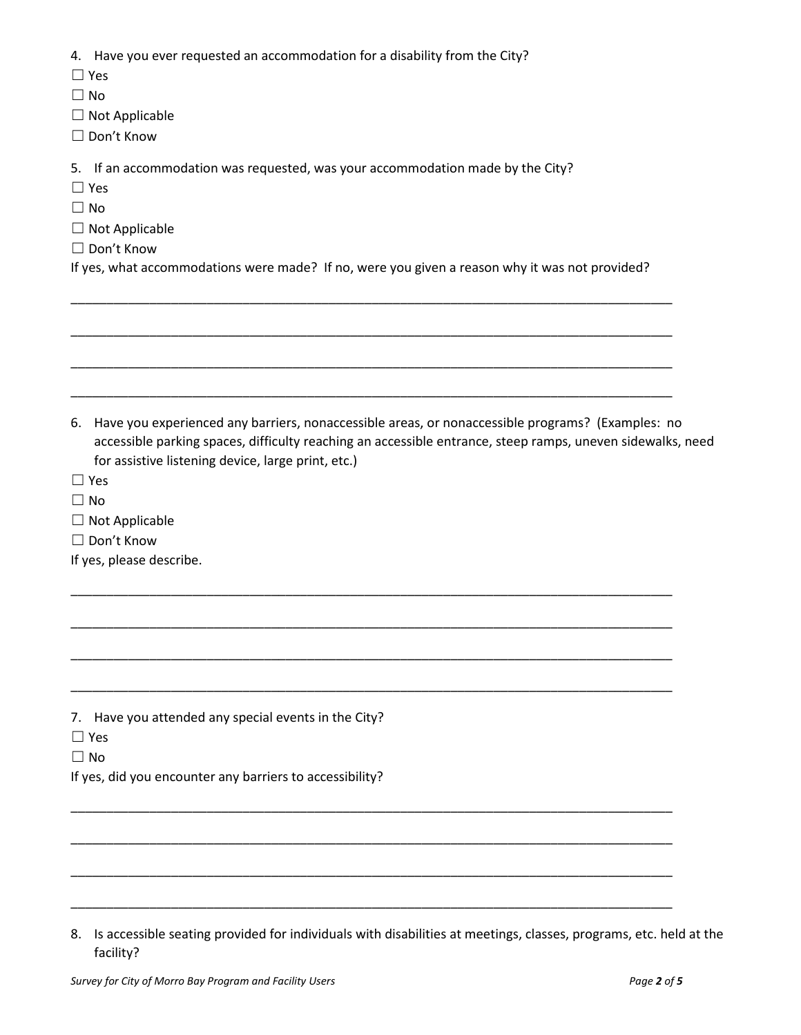4. Have you ever requested an accommodation for a disability from the City?

☐ Yes

☐ No

☐ Not Applicable

☐ Don't Know

5. If an accommodation was requested, was your accommodation made by the City?

☐ Yes

☐ No

☐ Not Applicable

☐ Don't Know

If yes, what accommodations were made? If no, were you given a reason why it was not provided?

\_\_\_\_\_\_\_\_\_\_\_\_\_\_\_\_\_\_\_\_\_\_\_\_\_\_\_\_\_\_\_\_\_\_\_\_\_\_\_\_\_\_\_\_\_\_\_\_\_\_\_\_\_\_\_\_\_\_\_\_\_\_\_\_\_\_\_\_\_\_\_\_\_\_\_\_\_\_

\_\_\_\_\_\_\_\_\_\_\_\_\_\_\_\_\_\_\_\_\_\_\_\_\_\_\_\_\_\_\_\_\_\_\_\_\_\_\_\_\_\_\_\_\_\_\_\_\_\_\_\_\_\_\_\_\_\_\_\_\_\_\_\_\_\_\_\_\_\_\_\_\_\_\_\_\_\_

\_\_\_\_\_\_\_\_\_\_\_\_\_\_\_\_\_\_\_\_\_\_\_\_\_\_\_\_\_\_\_\_\_\_\_\_\_\_\_\_\_\_\_\_\_\_\_\_\_\_\_\_\_\_\_\_\_\_\_\_\_\_\_\_\_\_\_\_\_\_\_\_\_\_\_\_\_\_

\_\_\_\_\_\_\_\_\_\_\_\_\_\_\_\_\_\_\_\_\_\_\_\_\_\_\_\_\_\_\_\_\_\_\_\_\_\_\_\_\_\_\_\_\_\_\_\_\_\_\_\_\_\_\_\_\_\_\_\_\_\_\_\_\_\_\_\_\_\_\_\_\_\_\_\_\_\_

6. Have you experienced any barriers, nonaccessible areas, or nonaccessible programs? (Examples: no accessible parking spaces, difficulty reaching an accessible entrance, steep ramps, uneven sidewalks, need for assistive listening device, large print, etc.)

☐ Yes

☐ No

☐ Not Applicable

☐ Don't Know

If yes, please describe.

\_\_\_\_\_\_\_\_\_\_\_\_\_\_\_\_\_\_\_\_\_\_\_\_\_\_\_\_\_\_\_\_\_\_\_\_\_\_\_\_\_\_\_\_\_\_\_\_\_\_\_\_\_\_\_\_\_\_\_\_\_\_\_\_\_\_\_\_\_\_\_\_\_\_\_\_\_\_

\_\_\_\_\_\_\_\_\_\_\_\_\_\_\_\_\_\_\_\_\_\_\_\_\_\_\_\_\_\_\_\_\_\_\_\_\_\_\_\_\_\_\_\_\_\_\_\_\_\_\_\_\_\_\_\_\_\_\_\_\_\_\_\_\_\_\_\_\_\_\_\_\_\_\_\_\_\_

\_\_\_\_\_\_\_\_\_\_\_\_\_\_\_\_\_\_\_\_\_\_\_\_\_\_\_\_\_\_\_\_\_\_\_\_\_\_\_\_\_\_\_\_\_\_\_\_\_\_\_\_\_\_\_\_\_\_\_\_\_\_\_\_\_\_\_\_\_\_\_\_\_\_\_\_\_\_

\_\_\_\_\_\_\_\_\_\_\_\_\_\_\_\_\_\_\_\_\_\_\_\_\_\_\_\_\_\_\_\_\_\_\_\_\_\_\_\_\_\_\_\_\_\_\_\_\_\_\_\_\_\_\_\_\_\_\_\_\_\_\_\_\_\_\_\_\_\_\_\_\_\_\_\_\_\_

7. Have you attended any special events in the City?

☐ Yes

☐ No

If yes, did you encounter any barriers to accessibility?

\_\_\_\_\_\_\_\_\_\_\_\_\_\_\_\_\_\_\_\_\_\_\_\_\_\_\_\_\_\_\_\_\_\_\_\_\_\_\_\_\_\_\_\_\_\_\_\_\_\_\_\_\_\_\_\_\_\_\_\_\_\_\_\_\_\_\_\_\_\_\_\_\_\_\_\_\_\_

\_\_\_\_\_\_\_\_\_\_\_\_\_\_\_\_\_\_\_\_\_\_\_\_\_\_\_\_\_\_\_\_\_\_\_\_\_\_\_\_\_\_\_\_\_\_\_\_\_\_\_\_\_\_\_\_\_\_\_\_\_\_\_\_\_\_\_\_\_\_\_\_\_\_\_\_\_\_

\_\_\_\_\_\_\_\_\_\_\_\_\_\_\_\_\_\_\_\_\_\_\_\_\_\_\_\_\_\_\_\_\_\_\_\_\_\_\_\_\_\_\_\_\_\_\_\_\_\_\_\_\_\_\_\_\_\_\_\_\_\_\_\_\_\_\_\_\_\_\_\_\_\_\_\_\_\_

\_\_\_\_\_\_\_\_\_\_\_\_\_\_\_\_\_\_\_\_\_\_\_\_\_\_\_\_\_\_\_\_\_\_\_\_\_\_\_\_\_\_\_\_\_\_\_\_\_\_\_\_\_\_\_\_\_\_\_\_\_\_\_\_\_\_\_\_\_\_\_\_\_\_\_\_\_\_

8. Is accessible seating provided for individuals with disabilities at meetings, classes, programs, etc. held at the facility?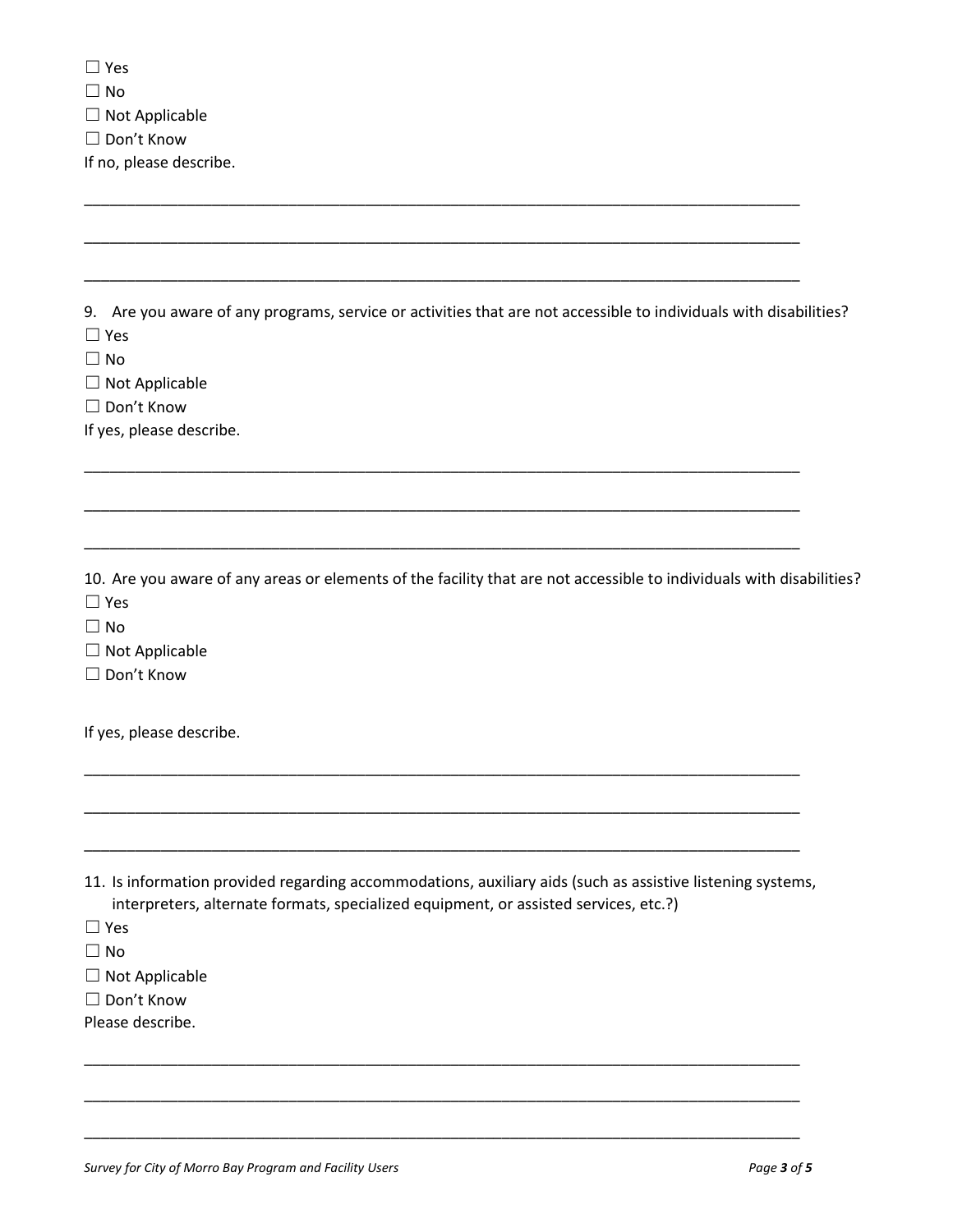☐ Yes

☐ No

☐ Not Applicable

☐ Don't Know

If no, please describe.

\_\_\_\_\_\_\_\_\_\_\_\_\_\_\_\_\_\_\_\_\_\_\_\_\_\_\_\_\_\_\_\_\_\_\_\_\_\_\_\_\_\_\_\_\_\_\_\_\_\_\_\_\_\_\_\_\_\_\_\_\_\_\_\_\_\_\_\_\_\_\_\_\_\_\_\_\_\_\_\_\_\_\_\_

\_\_\_\_\_\_\_\_\_\_\_\_\_\_\_\_\_\_\_\_\_\_\_\_\_\_\_\_\_\_\_\_\_\_\_\_\_\_\_\_\_\_\_\_\_\_\_\_\_\_\_\_\_\_\_\_\_\_\_\_\_\_\_\_\_\_\_\_\_\_\_\_\_\_\_\_\_\_\_\_\_\_\_\_

\_\_\_\_\_\_\_\_\_\_\_\_\_\_\_\_\_\_\_\_\_\_\_\_\_\_\_\_\_\_\_\_\_\_\_\_\_\_\_\_\_\_\_\_\_\_\_\_\_\_\_\_\_\_\_\_\_\_\_\_\_\_\_\_\_\_\_\_\_\_\_\_\_\_\_\_\_\_\_\_\_\_\_\_

9. Are you aware of any programs, service or activities that are not accessible to individuals with disabilities?

☐ Yes

☐ No

☐ Not Applicable

☐ Don't Know

If yes, please describe.

\_\_\_\_\_\_\_\_\_\_\_\_\_\_\_\_\_\_\_\_\_\_\_\_\_\_\_\_\_\_\_\_\_\_\_\_\_\_\_\_\_\_\_\_\_\_\_\_\_\_\_\_\_\_\_\_\_\_\_\_\_\_\_\_\_\_\_\_\_\_\_\_\_\_\_\_\_\_\_\_\_\_\_\_

\_\_\_\_\_\_\_\_\_\_\_\_\_\_\_\_\_\_\_\_\_\_\_\_\_\_\_\_\_\_\_\_\_\_\_\_\_\_\_\_\_\_\_\_\_\_\_\_\_\_\_\_\_\_\_\_\_\_\_\_\_\_\_\_\_\_\_\_\_\_\_\_\_\_\_\_\_\_\_\_\_\_\_\_

\_\_\_\_\_\_\_\_\_\_\_\_\_\_\_\_\_\_\_\_\_\_\_\_\_\_\_\_\_\_\_\_\_\_\_\_\_\_\_\_\_\_\_\_\_\_\_\_\_\_\_\_\_\_\_\_\_\_\_\_\_\_\_\_\_\_\_\_\_\_\_\_\_\_\_\_\_\_\_\_\_\_\_\_

10. Are you aware of any areas or elements of the facility that are not accessible to individuals with disabilities?

☐ Yes

☐ No

☐ Not Applicable

☐ Don't Know

If yes, please describe.

\_\_\_\_\_\_\_\_\_\_\_\_\_\_\_\_\_\_\_\_\_\_\_\_\_\_\_\_\_\_\_\_\_\_\_\_\_\_\_\_\_\_\_\_\_\_\_\_\_\_\_\_\_\_\_\_\_\_\_\_\_\_\_\_\_\_\_\_\_\_\_\_\_\_\_\_\_\_\_\_\_\_\_\_

\_\_\_\_\_\_\_\_\_\_\_\_\_\_\_\_\_\_\_\_\_\_\_\_\_\_\_\_\_\_\_\_\_\_\_\_\_\_\_\_\_\_\_\_\_\_\_\_\_\_\_\_\_\_\_\_\_\_\_\_\_\_\_\_\_\_\_\_\_\_\_\_\_\_\_\_\_\_\_\_\_\_\_\_

\_\_\_\_\_\_\_\_\_\_\_\_\_\_\_\_\_\_\_\_\_\_\_\_\_\_\_\_\_\_\_\_\_\_\_\_\_\_\_\_\_\_\_\_\_\_\_\_\_\_\_\_\_\_\_\_\_\_\_\_\_\_\_\_\_\_\_\_\_\_\_\_\_\_\_\_\_\_\_\_\_\_\_\_

11. Is information provided regarding accommodations, auxiliary aids (such as assistive listening systems, interpreters, alternate formats, specialized equipment, or assisted services, etc.?)

☐ Yes

☐ No

☐ Not Applicable

☐ Don't Know

Please describe.

\_\_\_\_\_\_\_\_\_\_\_\_\_\_\_\_\_\_\_\_\_\_\_\_\_\_\_\_\_\_\_\_\_\_\_\_\_\_\_\_\_\_\_\_\_\_\_\_\_\_\_\_\_\_\_\_\_\_\_\_\_\_\_\_\_\_\_\_\_\_\_\_\_\_\_\_\_\_\_\_\_\_\_\_

\_\_\_\_\_\_\_\_\_\_\_\_\_\_\_\_\_\_\_\_\_\_\_\_\_\_\_\_\_\_\_\_\_\_\_\_\_\_\_\_\_\_\_\_\_\_\_\_\_\_\_\_\_\_\_\_\_\_\_\_\_\_\_\_\_\_\_\_\_\_\_\_\_\_\_\_\_\_\_\_\_\_\_\_

\_\_\_\_\_\_\_\_\_\_\_\_\_\_\_\_\_\_\_\_\_\_\_\_\_\_\_\_\_\_\_\_\_\_\_\_\_\_\_\_\_\_\_\_\_\_\_\_\_\_\_\_\_\_\_\_\_\_\_\_\_\_\_\_\_\_\_\_\_\_\_\_\_\_\_\_\_\_\_\_\_\_\_\_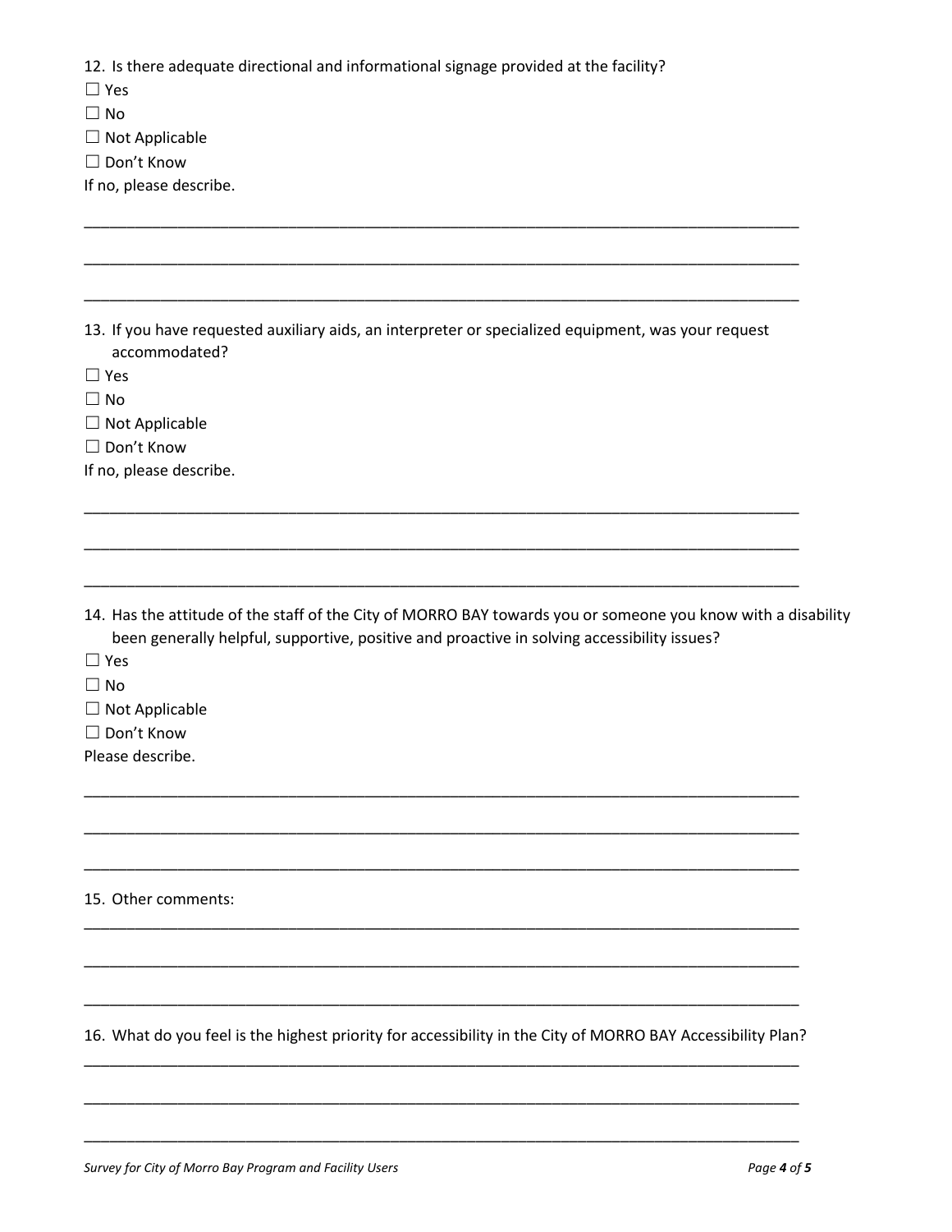12. Is there adequate directional and informational signage provided at the facility?

☐ Yes

☐ No

☐ Not Applicable

☐ Don't Know

If no, please describe.

_______________________________________________________________________________

_______________________________________________________________________________

_______________________________________________________________________________

13. If you have requested auxiliary aids, an interpreter or specialized equipment, was your request accommodated?

☐ Yes

☐ No

☐ Not Applicable

☐ Don't Know

If no, please describe.

_______________________________________________________________________________

_______________________________________________________________________________

_______________________________________________________________________________

14. Has the attitude of the staff of the City of MORRO BAY towards you or someone you know with a disability been generally helpful, supportive, positive and proactive in solving accessibility issues?

☐ Yes

☐ No

☐ Not Applicable

☐ Don't Know

Please describe.

_______________________________________________________________________________

_______________________________________________________________________________

_______________________________________________________________________________

15. Other comments:

_______________________________________________________________________________

_______________________________________________________________________________

_______________________________________________________________________________

16. What do you feel is the highest priority for accessibility in the City of MORRO BAY Accessibility Plan?

_______________________________________________________________________________

_______________________________________________________________________________

_______________________________________________________________________________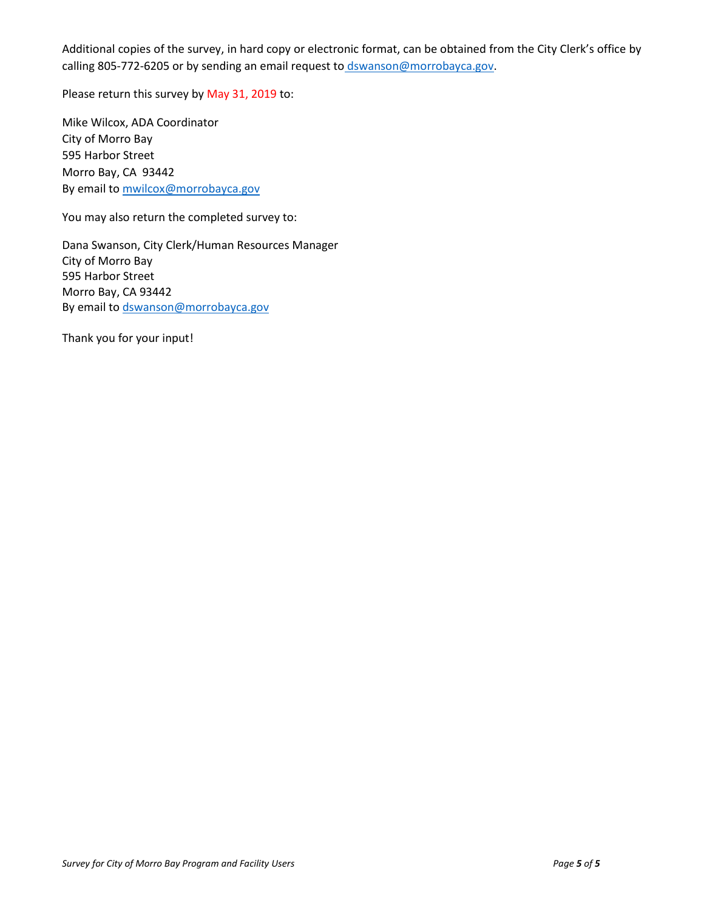Additional copies of the survey, in hard copy or electronic format, can be obtained from the City Clerk's office by calling 805-772-6205 or by sending an email request to dswanson@morrobayca.gov.

Please return this survey by May 31, 2019 to:

Mike Wilcox, ADA Coordinator  
City of Morro Bay  
595 Harbor Street  
Morro Bay, CA 93442  
By email to mwilcox@morrobayca.gov

You may also return the completed survey to:

Dana Swanson, City Clerk/Human Resources Manager  
City of Morro Bay  
595 Harbor Street  
Morro Bay, CA 93442  
By email to dswanson@morrobayca.gov

Thank you for your input!